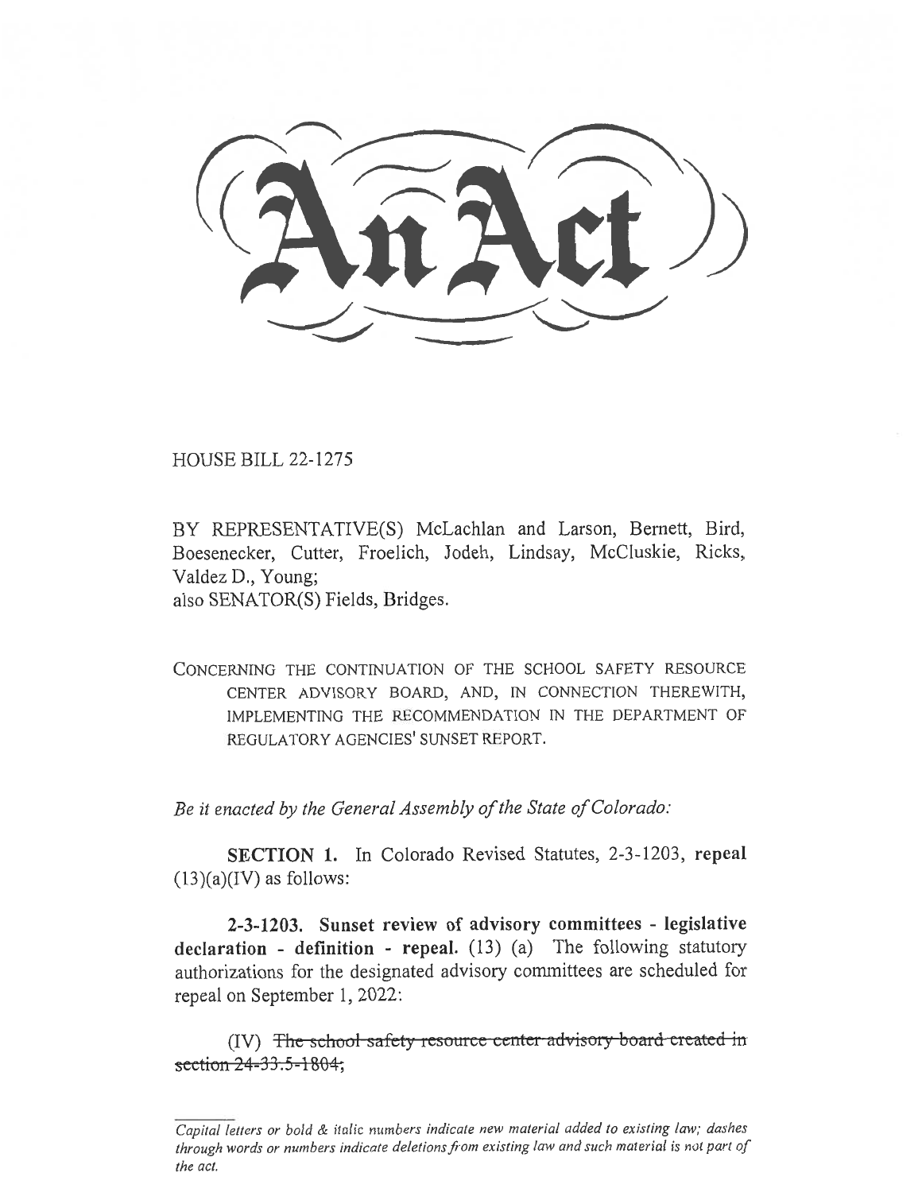# An Act

HOUSE BILL 22-1275

BY REPRESENTATIVE(S) McLachlan and Larson, Bernett, Bird, Boesenecker, Cutter, Froelich, Jodeh, Lindsay, McCluskie, Ricks, Valdez D., Young;
also SENATOR(S) Fields, Bridges.

CONCERNING THE CONTINUATION OF THE SCHOOL SAFETY RESOURCE CENTER ADVISORY BOARD, AND, IN CONNECTION THEREWITH, IMPLEMENTING THE RECOMMENDATION IN THE DEPARTMENT OF REGULATORY AGENCIES' SUNSET REPORT.

*Be it enacted by the General Assembly of the State of Colorado:*

**SECTION 1.** In Colorado Revised Statutes, 2-3-1203, **repeal** (13)(a)(IV) as follows:

**2-3-1203. Sunset review of advisory committees - legislative declaration - definition - repeal.** (13) (a) The following statutory authorizations for the designated advisory committees are scheduled for repeal on September 1, 2022:

(IV) ~~The school safety resource center advisory board created in section 24-33.5-1804;~~

*Capital letters or bold & italic numbers indicate new material added to existing law; dashes through words or numbers indicate deletions from existing law and such material is not part of the act.*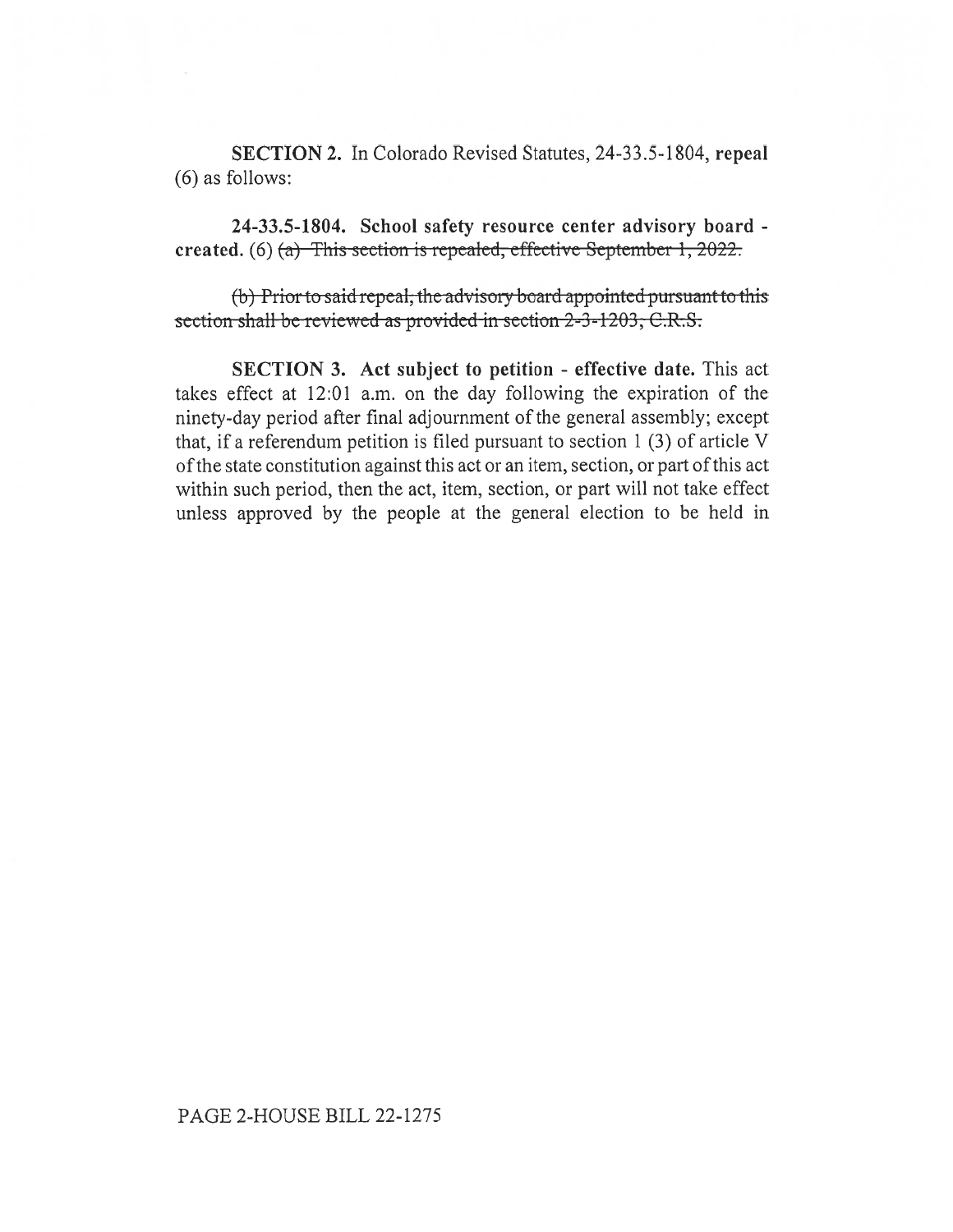**SECTION 2.** In Colorado Revised Statutes, 24-33.5-1804, **repeal** (6) as follows:

**24-33.5-1804. School safety resource center advisory board - created.** (6) ~~(a) This section is repealed, effective September 1, 2022.~~

~~(b) Prior to said repeal, the advisory board appointed pursuant to this section shall be reviewed as provided in section 2-3-1203, C.R.S.~~

**SECTION 3. Act subject to petition - effective date.** This act takes effect at 12:01 a.m. on the day following the expiration of the ninety-day period after final adjournment of the general assembly; except that, if a referendum petition is filed pursuant to section 1 (3) of article V of the state constitution against this act or an item, section, or part of this act within such period, then the act, item, section, or part will not take effect unless approved by the people at the general election to be held in

PAGE 2-HOUSE BILL 22-1275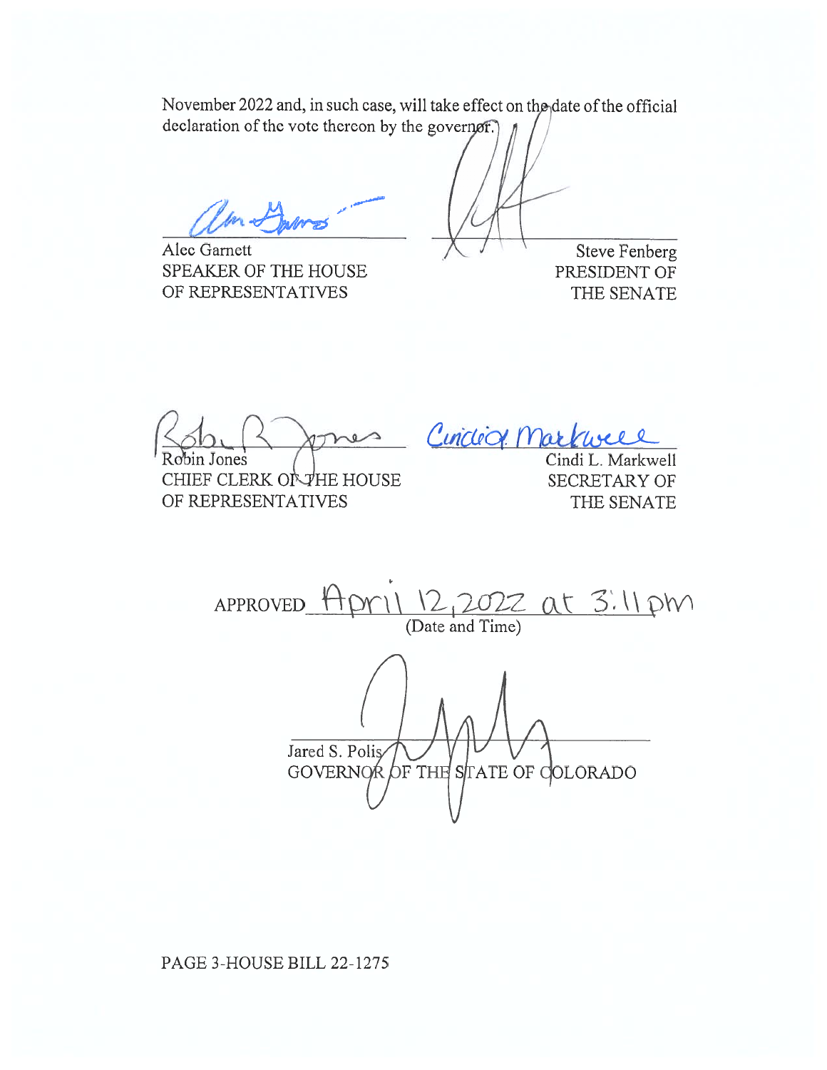November 2022 and, in such case, will take effect on the date of the official declaration of the vote thereon by the governor.

Alec Garnett
SPEAKER OF THE HOUSE
OF REPRESENTATIVES

Steve Fenberg
PRESIDENT OF
THE SENATE

Robin Jones
CHIEF CLERK OF THE HOUSE
OF REPRESENTATIVES

Cindi L. Markwell
SECRETARY OF
THE SENATE

APPROVED April 12, 2022 at 3:11 pm
(Date and Time)

Jared S. Polis
GOVERNOR OF THE STATE OF COLORADO

PAGE 3-HOUSE BILL 22-1275